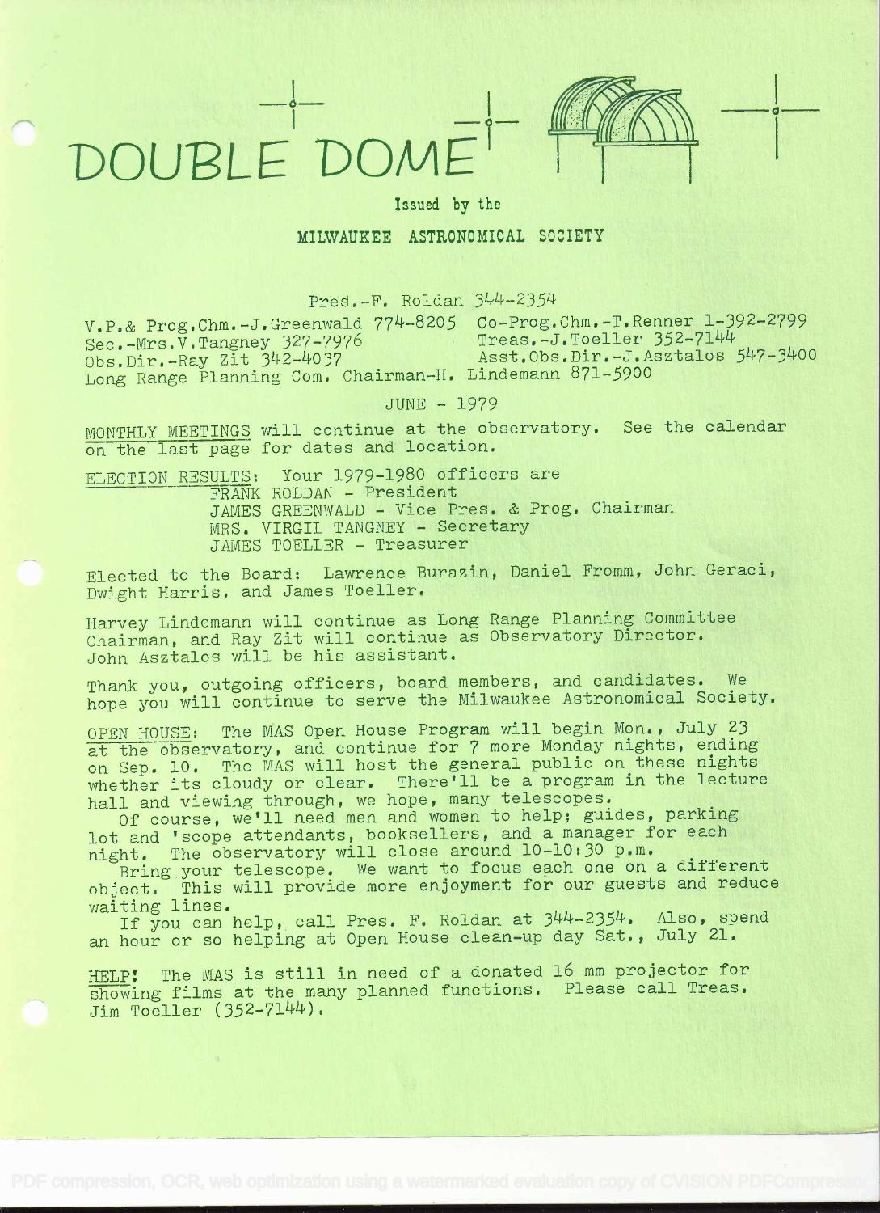# DOUBLE DOME

Issued by the

MILWAUKEE ASTRONOMICAL SOCIETY

Pres.-F. Roldan 344-2354

V.P.& Prog.Chm.-J.Greenwald 774-8205 Co-Prog.Chm.-T.Renner 1-392-2799
Sec.-Mrs.V.Tangney 327-7976 Treas.-J.Toeller 352-7144
Obs.Dir.-Ray Zit 342-4037 Asst.Obs.Dir.-J.Asztalos 547-3400
Long Range Planning Com. Chairman-H. Lindemann 871-5900

JUNE - 1979

MONTHLY MEETINGS will continue at the observatory. See the calendar on the last page for dates and location.

ELECTION RESULTS: Your 1979-1980 officers are
FRANK ROLDAN - President
JAMES GREENWALD - Vice Pres. & Prog. Chairman
MRS. VIRGIL TANGNEY - Secretary
JAMES TOELLER - Treasurer

Elected to the Board: Lawrence Burazin, Daniel Fromm, John Geraci, Dwight Harris, and James Toeller.

Harvey Lindemann will continue as Long Range Planning Committee Chairman, and Ray Zit will continue as Observatory Director. John Asztalos will be his assistant.

Thank you, outgoing officers, board members, and candidates. We hope you will continue to serve the Milwaukee Astronomical Society.

OPEN HOUSE: The MAS Open House Program will begin Mon., July 23 at the observatory, and continue for 7 more Monday nights, ending on Sep. 10. The MAS will host the general public on these nights whether its cloudy or clear. There'll be a program in the lecture hall and viewing through, we hope, many telescopes.

Of course, we'll need men and women to help; guides, parking lot and 'scope attendants, booksellers, and a manager for each night. The observatory will close around 10-10:30 p.m.

Bring your telescope. We want to focus each one on a different object. This will provide more enjoyment for our guests and reduce waiting lines.

If you can help, call Pres. F. Roldan at 344-2354. Also, spend an hour or so helping at Open House clean-up day Sat., July 21.

HELP! The MAS is still in need of a donated 16 mm projector for showing films at the many planned functions. Please call Treas. Jim Toeller (352-7144).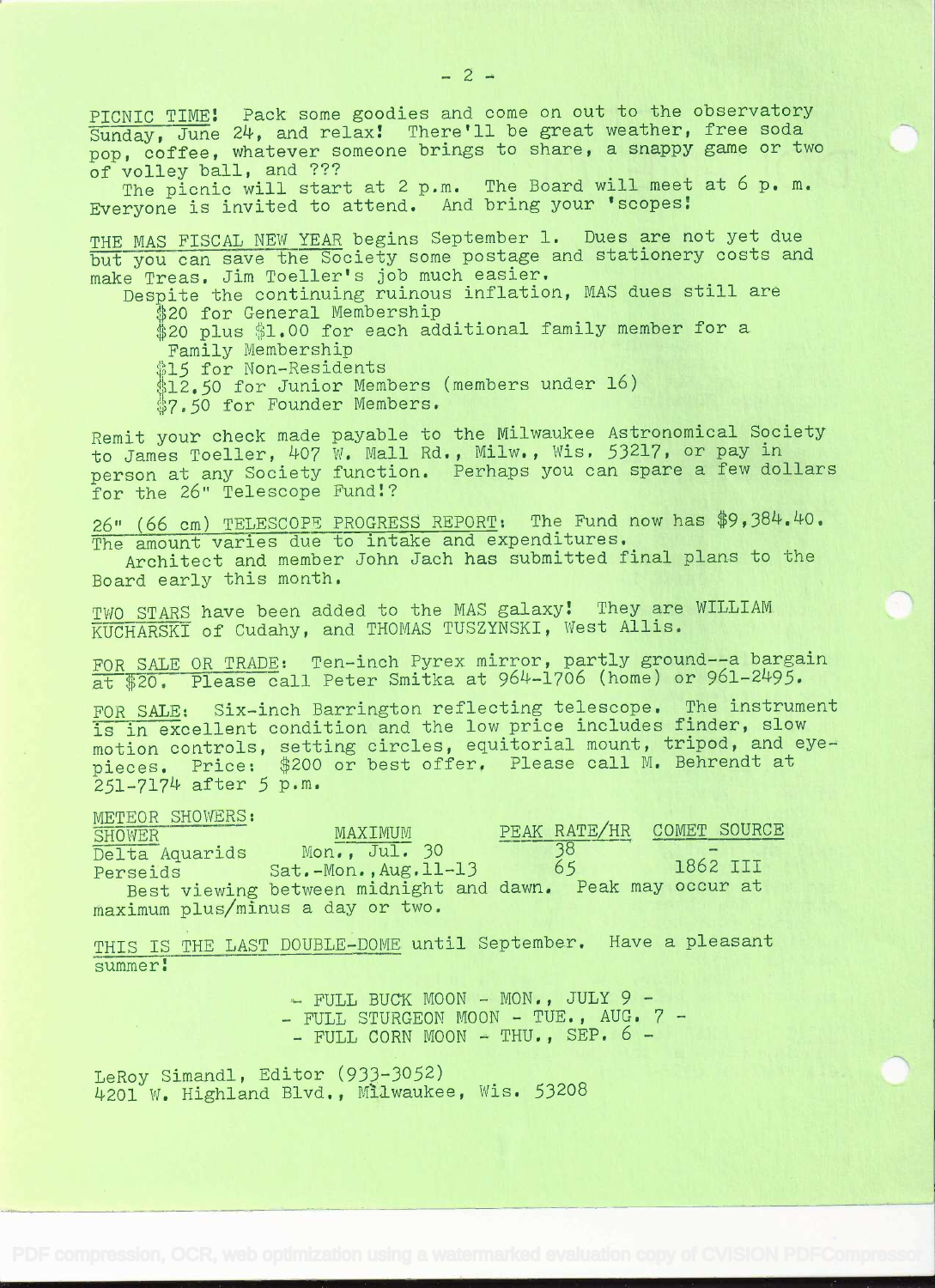PICNIC TIME! Pack some goodies and come on out to the observatory Sunday, June 24, and relax! There'll be great weather, free soda pop, coffee, whatever someone brings to share, a snappy game or two of volley ball, and ???

The picnic will start at 2 p.m. The Board will meet at 6 p. m. Everyone is invited to attend. And bring your 'scopes!

THE MAS FISCAL NEW YEAR begins September 1. Dues are not yet due but you can save the Society some postage and stationery costs and make Treas. Jim Toeller's job much easier.

Despite the continuing ruinous inflation, MAS dues still are

- $20 for General Membership
- $20 plus $1.00 for each additional family member for a Family Membership
- $15 for Non-Residents
- $12.50 for Junior Members (members under 16)
- $7.50 for Founder Members.

Remit your check made payable to the Milwaukee Astronomical Society to James Toeller, 407 W. Mall Rd., Milw., Wis. 53217, or pay in person at any Society function. Perhaps you can spare a few dollars for the 26" Telescope Fund!?

26" (66 cm) TELESCOPE PROGRESS REPORT: The Fund now has $9,384.40. The amount varies due to intake and expenditures.

Architect and member John Jach has submitted final plans to the Board early this month.

TWO STARS have been added to the MAS galaxy! They are WILLIAM KUCHARSKI of Cudahy, and THOMAS TUSZYNSKI, West Allis.

FOR SALE OR TRADE: Ten-inch Pyrex mirror, partly ground--a bargain at $20. Please call Peter Smitka at 964-1706 (home) or 961-2495.

FOR SALE: Six-inch Barrington reflecting telescope. The instrument is in excellent condition and the low price includes finder, slow motion controls, setting circles, equitorial mount, tripod, and eyepieces. Price: $200 or best offer. Please call M. Behrendt at 251-7174 after 5 p.m.

METEOR SHOWERS:

| SHOWER | MAXIMUM | PEAK RATE/HR | COMET SOURCE |
|---|---|---|---|
| Delta Aquarids | Mon., Jul. 30 | 38 | - |
| Perseids | Sat.-Mon., Aug.11-13 | 65 | 1862 III |

Best viewing between midnight and dawn. Peak may occur at maximum plus/minus a day or two.

THIS IS THE LAST DOUBLE-DOME until September. Have a pleasant summer!

- FULL BUCK MOON - MON., JULY 9 -
- FULL STURGEON MOON - TUE., AUG. 7 -
- FULL CORN MOON - THU., SEP. 6 -

LeRoy Simandl, Editor (933-3052)
4201 W. Highland Blvd., Milwaukee, Wis. 53208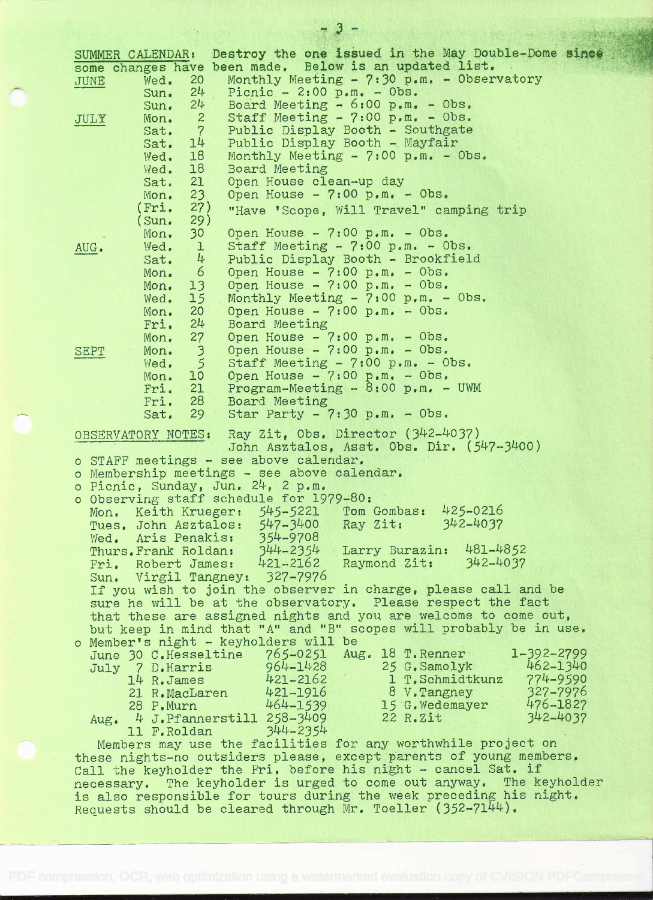SUMMER CALENDAR: Destroy the one issued in the May Double-Dome since some changes have been made. Below is an updated list.

| | | | |
|---|---|---|---|
| JUNE | Wed. | 20 | Monthly Meeting - 7:30 p.m. - Observatory |
| | Sun. | 24 | Picnic - 2:00 p.m. - Obs. |
| | Sun. | 24 | Board Meeting - 6:00 p.m. - Obs. |
| JULY | Mon. | 2 | Staff Meeting - 7:00 p.m. - Obs. |
| | Sat. | 7 | Public Display Booth - Southgate |
| | Sat. | 14 | Public Display Booth - Mayfair |
| | Wed. | 18 | Monthly Meeting - 7:00 p.m. - Obs. |
| | Wed. | 18 | Board Meeting |
| | Sat. | 21 | Open House clean-up day |
| | Mon. | 23 | Open House - 7:00 p.m. - Obs. |
| | (Fri. / Sun. | 27) / 29) | "Have 'Scope, Will Travel" camping trip |
| | Mon. | 30 | Open House - 7:00 p.m. - Obs. |
| AUG. | Wed. | 1 | Staff Meeting - 7:00 p.m. - Obs. |
| | Sat. | 4 | Public Display Booth - Brookfield |
| | Mon. | 6 | Open House - 7:00 p.m. - Obs. |
| | Mon. | 13 | Open House - 7:00 p.m. - Obs. |
| | Wed. | 15 | Monthly Meeting - 7:00 p.m. - Obs. |
| | Mon. | 20 | Open House - 7:00 p.m. - Obs. |
| | Fri. | 24 | Board Meeting |
| | Mon. | 27 | Open House - 7:00 p.m. - Obs. |
| SEPT | Mon. | 3 | Open House - 7:00 p.m. - Obs. |
| | Wed. | 5 | Staff Meeting - 7:00 p.m. - Obs. |
| | Mon. | 10 | Open House - 7:00 p.m. - Obs. |
| | Fri. | 21 | Program-Meeting - 8:00 p.m. - UWM |
| | Fri. | 28 | Board Meeting |
| | Sat. | 29 | Star Party - 7:30 p.m. - Obs. |

OBSERVATORY NOTES: Ray Zit, Obs. Director (342-4037)
John Asztalos, Asst. Obs. Dir. (547-3400)

- STAFF meetings - see above calendar.
- Membership meetings - see above calendar.
- Picnic, Sunday, Jun. 24, 2 p.m.
- Observing staff schedule for 1979-80:

| | | | | |
|---|---|---|---|---|
| Mon. | Keith Krueger: | 545-5221 | Tom Gombas: | 425-0216 |
| Tues. | John Asztalos: | 547-3400 | Ray Zit: | 342-4037 |
| Wed. | Aris Penakis: | 354-9708 | | |
| Thurs. | Frank Roldan: | 344-2354 | Larry Burazin: | 481-4852 |
| Fri. | Robert James: | 421-2162 | Raymond Zit: | 342-4037 |
| Sun. | Virgil Tangney: | 327-7976 | | |

If you wish to join the observer in charge, please call and be sure he will be at the observatory. Please respect the fact that these are assigned nights and you are welcome to come out, but keep in mind that "A" and "B" scopes will probably be in use.

- Member's night - keyholders will be

| | | | | | |
|---|---|---|---|---|---|
| June 30 | C.Hesseltine | 765-0251 | Aug. 18 | T.Renner | 1-392-2799 |
| July 7 | D.Harris | 964-1428 | 25 | G.Samolyk | 462-1340 |
| 14 | R.James | 421-2162 | 1 | T.Schmidtkunz | 774-9590 |
| 21 | R.MacLaren | 421-1916 | 8 | V.Tangney | 327-7976 |
| 28 | P.Murn | 464-1539 | 15 | G.Wedemayer | 476-1827 |
| Aug. 4 | J.Pfannerstill | 258-3409 | 22 | R.Zit | 342-4037 |
| 11 | F.Roldan | 344-2354 | | | |

Members may use the facilities for any worthwhile project on these nights-no outsiders please, except parents of young members. Call the keyholder the Fri. before his night - cancel Sat. if necessary. The keyholder is urged to come out anyway. The keyholder is also responsible for tours during the week preceding his night. Requests should be cleared through Mr. Toeller (352-7144).